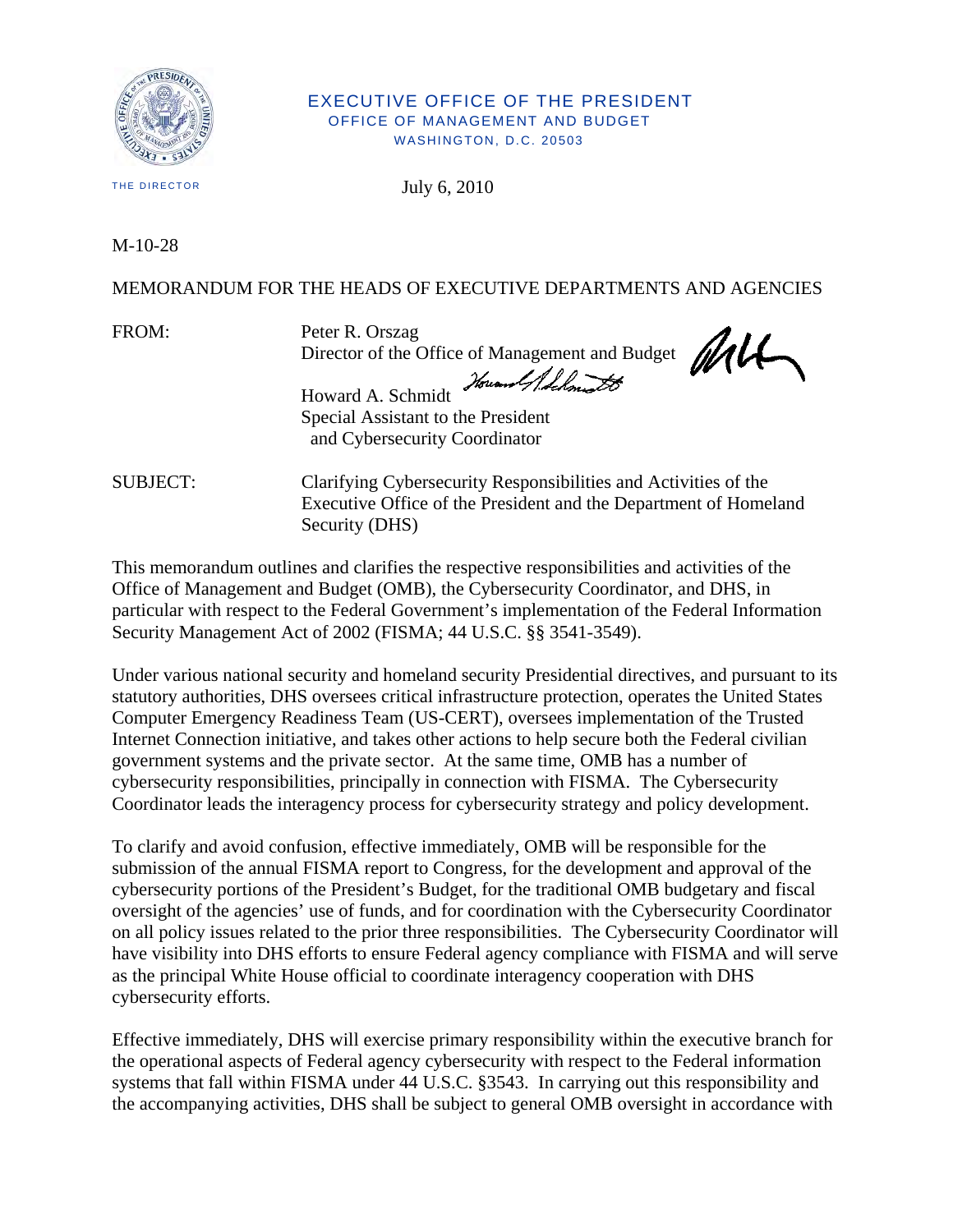EXECUTIVE OFFICE OF THE PRESIDENT
OFFICE OF MANAGEMENT AND BUDGET
WASHINGTON, D.C. 20503

THE DIRECTOR

July 6, 2010

M-10-28

MEMORANDUM FOR THE HEADS OF EXECUTIVE DEPARTMENTS AND AGENCIES

FROM: Peter R. Orszag
Director of the Office of Management and Budget

Howard A. Schmidt
Special Assistant to the President
and Cybersecurity Coordinator

SUBJECT: Clarifying Cybersecurity Responsibilities and Activities of the Executive Office of the President and the Department of Homeland Security (DHS)

This memorandum outlines and clarifies the respective responsibilities and activities of the Office of Management and Budget (OMB), the Cybersecurity Coordinator, and DHS, in particular with respect to the Federal Government's implementation of the Federal Information Security Management Act of 2002 (FISMA; 44 U.S.C. §§ 3541-3549).

Under various national security and homeland security Presidential directives, and pursuant to its statutory authorities, DHS oversees critical infrastructure protection, operates the United States Computer Emergency Readiness Team (US-CERT), oversees implementation of the Trusted Internet Connection initiative, and takes other actions to help secure both the Federal civilian government systems and the private sector. At the same time, OMB has a number of cybersecurity responsibilities, principally in connection with FISMA. The Cybersecurity Coordinator leads the interagency process for cybersecurity strategy and policy development.

To clarify and avoid confusion, effective immediately, OMB will be responsible for the submission of the annual FISMA report to Congress, for the development and approval of the cybersecurity portions of the President's Budget, for the traditional OMB budgetary and fiscal oversight of the agencies' use of funds, and for coordination with the Cybersecurity Coordinator on all policy issues related to the prior three responsibilities. The Cybersecurity Coordinator will have visibility into DHS efforts to ensure Federal agency compliance with FISMA and will serve as the principal White House official to coordinate interagency cooperation with DHS cybersecurity efforts.

Effective immediately, DHS will exercise primary responsibility within the executive branch for the operational aspects of Federal agency cybersecurity with respect to the Federal information systems that fall within FISMA under 44 U.S.C. §3543. In carrying out this responsibility and the accompanying activities, DHS shall be subject to general OMB oversight in accordance with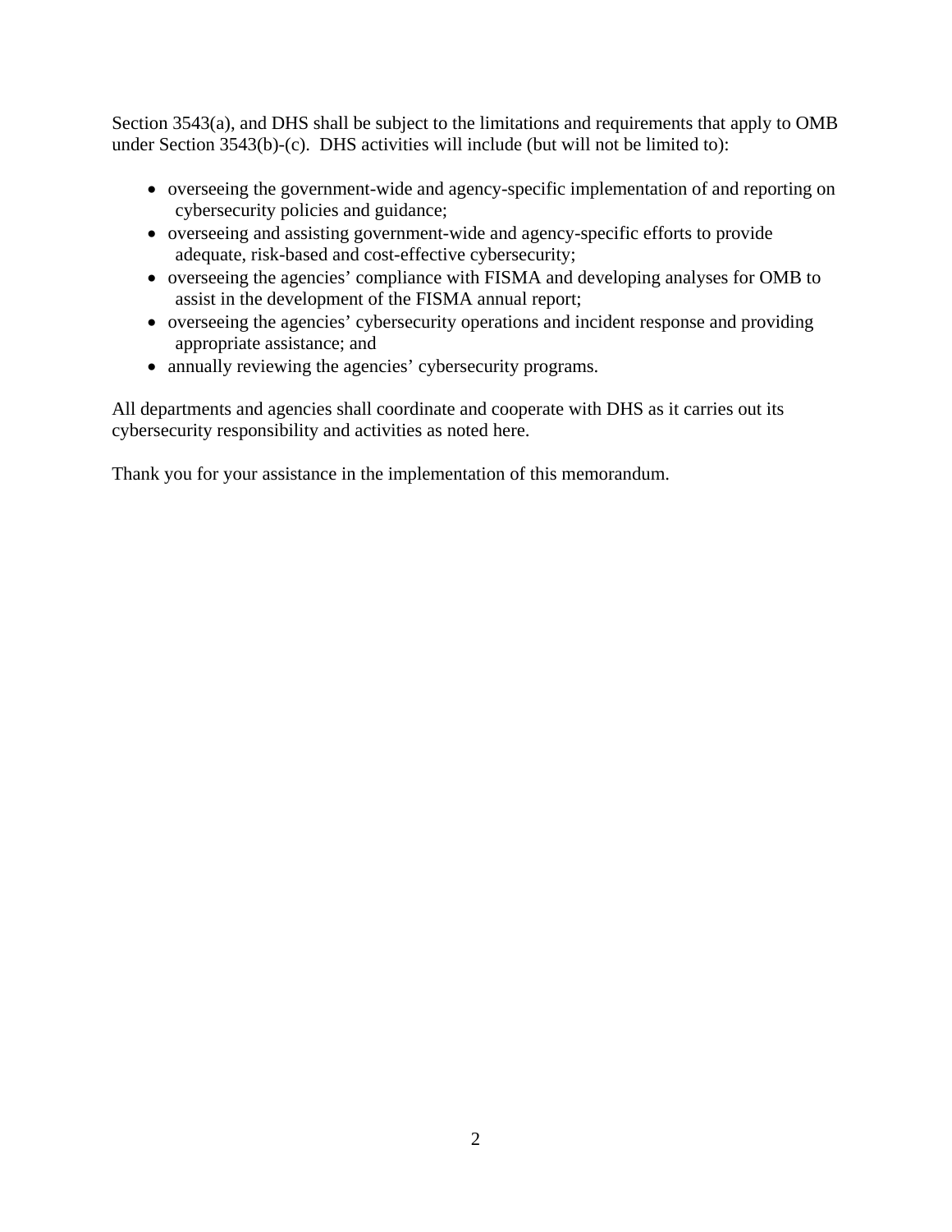Section 3543(a), and DHS shall be subject to the limitations and requirements that apply to OMB under Section 3543(b)-(c). DHS activities will include (but will not be limited to):

- overseeing the government-wide and agency-specific implementation of and reporting on cybersecurity policies and guidance;
- overseeing and assisting government-wide and agency-specific efforts to provide adequate, risk-based and cost-effective cybersecurity;
- overseeing the agencies' compliance with FISMA and developing analyses for OMB to assist in the development of the FISMA annual report;
- overseeing the agencies' cybersecurity operations and incident response and providing appropriate assistance; and
- annually reviewing the agencies' cybersecurity programs.

All departments and agencies shall coordinate and cooperate with DHS as it carries out its cybersecurity responsibility and activities as noted here.

Thank you for your assistance in the implementation of this memorandum.